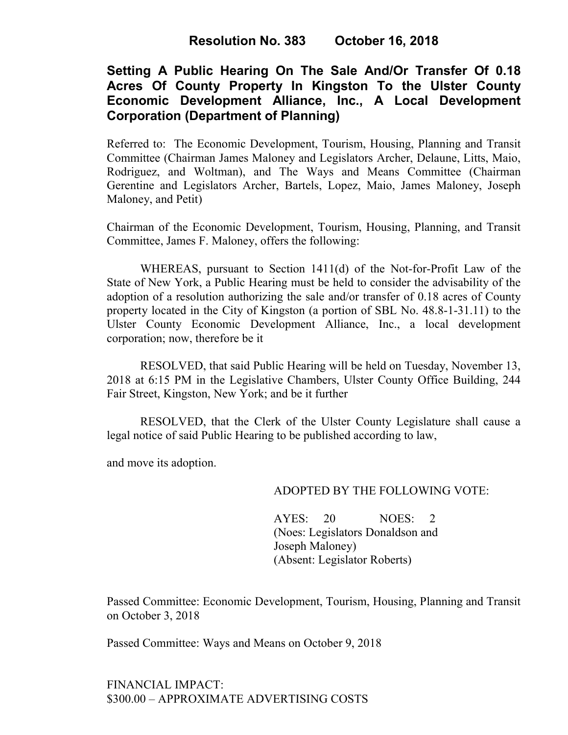# Resolution No. 383 October 16, 2018

## Setting A Public Hearing On The Sale And/Or Transfer Of 0.18 Acres Of County Property In Kingston To the Ulster County Economic Development Alliance, Inc., A Local Development Corporation (Department of Planning)

Referred to: The Economic Development, Tourism, Housing, Planning and Transit Committee (Chairman James Maloney and Legislators Archer, Delaune, Litts, Maio, Rodriguez, and Woltman), and The Ways and Means Committee (Chairman Gerentine and Legislators Archer, Bartels, Lopez, Maio, James Maloney, Joseph Maloney, and Petit)

Chairman of the Economic Development, Tourism, Housing, Planning, and Transit Committee, James F. Maloney, offers the following:

WHEREAS, pursuant to Section 1411(d) of the Not-for-Profit Law of the State of New York, a Public Hearing must be held to consider the advisability of the adoption of a resolution authorizing the sale and/or transfer of 0.18 acres of County property located in the City of Kingston (a portion of SBL No. 48.8-1-31.11) to the Ulster County Economic Development Alliance, Inc., a local development corporation; now, therefore be it

RESOLVED, that said Public Hearing will be held on Tuesday, November 13, 2018 at 6:15 PM in the Legislative Chambers, Ulster County Office Building, 244 Fair Street, Kingston, New York; and be it further

RESOLVED, that the Clerk of the Ulster County Legislature shall cause a legal notice of said Public Hearing to be published according to law,

and move its adoption.

ADOPTED BY THE FOLLOWING VOTE:

AYES: 20 NOES: 2
(Noes: Legislators Donaldson and Joseph Maloney)
(Absent: Legislator Roberts)

Passed Committee: Economic Development, Tourism, Housing, Planning and Transit on October 3, 2018

Passed Committee: Ways and Means on October 9, 2018

FINANCIAL IMPACT:
$300.00 – APPROXIMATE ADVERTISING COSTS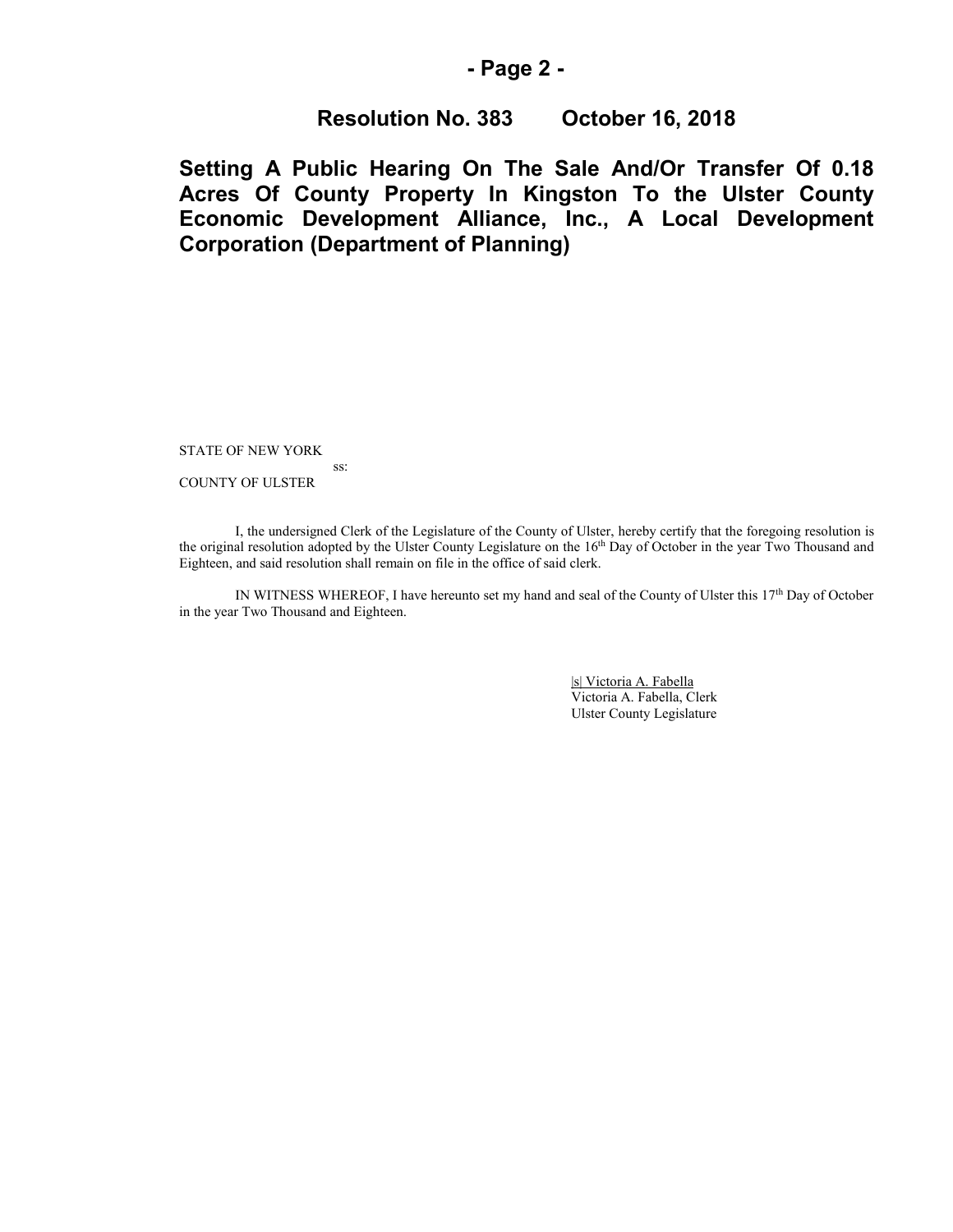## Resolution No. 383 October 16, 2018

## Setting A Public Hearing On The Sale And/Or Transfer Of 0.18 Acres Of County Property In Kingston To the Ulster County Economic Development Alliance, Inc., A Local Development Corporation (Department of Planning)

STATE OF NEW YORK
ss:
COUNTY OF ULSTER

I, the undersigned Clerk of the Legislature of the County of Ulster, hereby certify that the foregoing resolution is the original resolution adopted by the Ulster County Legislature on the 16th Day of October in the year Two Thousand and Eighteen, and said resolution shall remain on file in the office of said clerk.

IN WITNESS WHEREOF, I have hereunto set my hand and seal of the County of Ulster this 17th Day of October in the year Two Thousand and Eighteen.

|s| Victoria A. Fabella
Victoria A. Fabella, Clerk
Ulster County Legislature